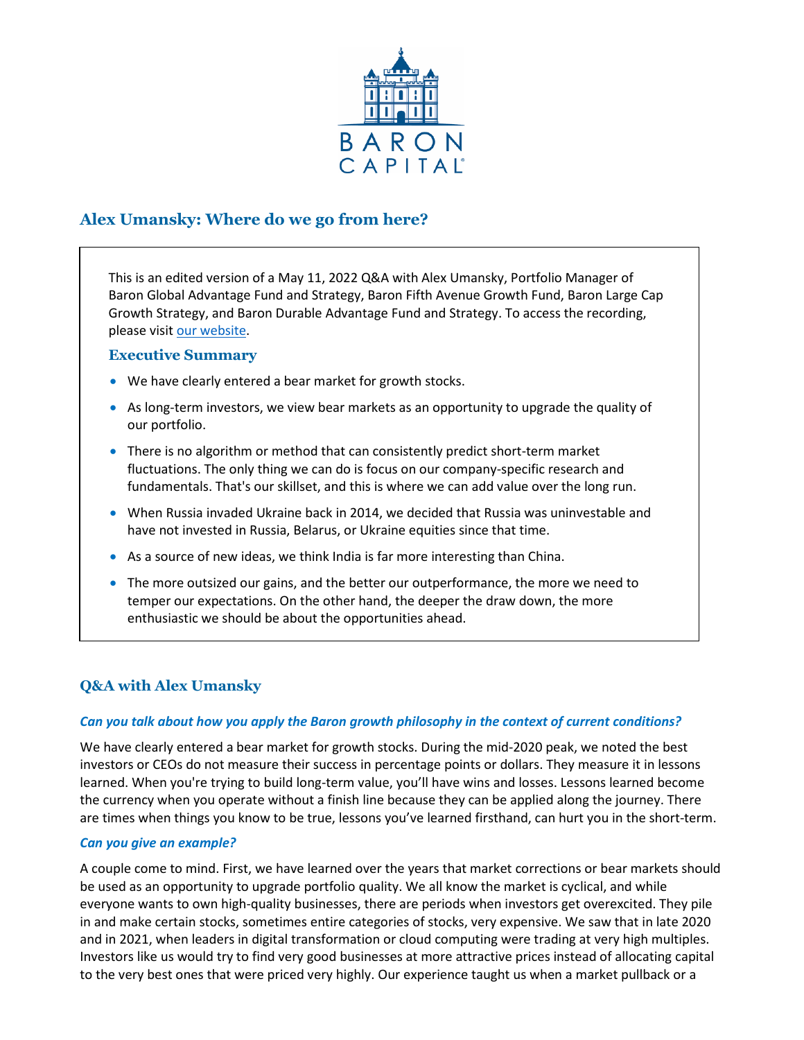# Alex Umansky: Where do we go from here?

This is an edited version of a May 11, 2022 Q&A with Alex Umansky, Portfolio Manager of Baron Global Advantage Fund and Strategy, Baron Fifth Avenue Growth Fund, Baron Large Cap Growth Strategy, and Baron Durable Advantage Fund and Strategy. To access the recording, please visit [our website]().

### Executive Summary

- We have clearly entered a bear market for growth stocks.
- As long-term investors, we view bear markets as an opportunity to upgrade the quality of our portfolio.
- There is no algorithm or method that can consistently predict short-term market fluctuations. The only thing we can do is focus on our company-specific research and fundamentals. That's our skillset, and this is where we can add value over the long run.
- When Russia invaded Ukraine back in 2014, we decided that Russia was uninvestable and have not invested in Russia, Belarus, or Ukraine equities since that time.
- As a source of new ideas, we think India is far more interesting than China.
- The more outsized our gains, and the better our outperformance, the more we need to temper our expectations. On the other hand, the deeper the draw down, the more enthusiastic we should be about the opportunities ahead.

## Q&A with Alex Umansky

***Can you talk about how you apply the Baron growth philosophy in the context of current conditions?***

We have clearly entered a bear market for growth stocks. During the mid-2020 peak, we noted the best investors or CEOs do not measure their success in percentage points or dollars. They measure it in lessons learned. When you're trying to build long-term value, you'll have wins and losses. Lessons learned become the currency when you operate without a finish line because they can be applied along the journey. There are times when things you know to be true, lessons you've learned firsthand, can hurt you in the short-term.

***Can you give an example?***

A couple come to mind. First, we have learned over the years that market corrections or bear markets should be used as an opportunity to upgrade portfolio quality. We all know the market is cyclical, and while everyone wants to own high-quality businesses, there are periods when investors get overexcited. They pile in and make certain stocks, sometimes entire categories of stocks, very expensive. We saw that in late 2020 and in 2021, when leaders in digital transformation or cloud computing were trading at very high multiples. Investors like us would try to find very good businesses at more attractive prices instead of allocating capital to the very best ones that were priced very highly. Our experience taught us when a market pullback or a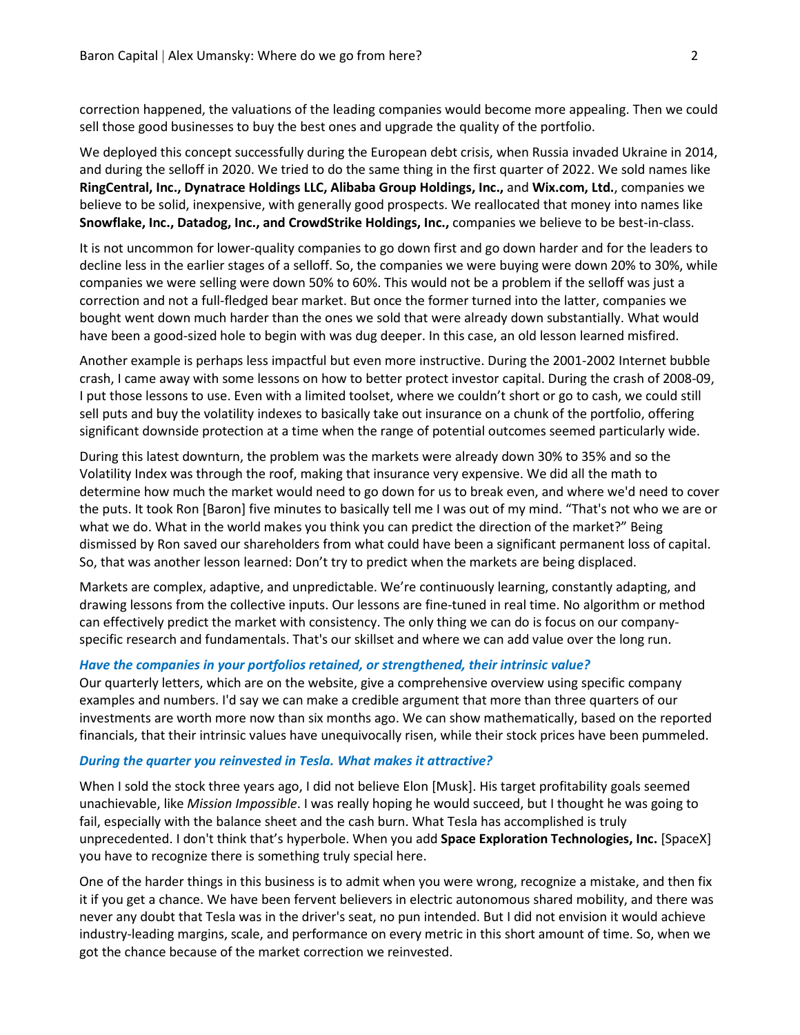correction happened, the valuations of the leading companies would become more appealing. Then we could sell those good businesses to buy the best ones and upgrade the quality of the portfolio.

We deployed this concept successfully during the European debt crisis, when Russia invaded Ukraine in 2014, and during the selloff in 2020. We tried to do the same thing in the first quarter of 2022. We sold names like **RingCentral, Inc., Dynatrace Holdings LLC, Alibaba Group Holdings, Inc.,** and **Wix.com, Ltd.**, companies we believe to be solid, inexpensive, with generally good prospects. We reallocated that money into names like **Snowflake, Inc., Datadog, Inc., and CrowdStrike Holdings, Inc.,** companies we believe to be best-in-class.

It is not uncommon for lower-quality companies to go down first and go down harder and for the leaders to decline less in the earlier stages of a selloff. So, the companies we were buying were down 20% to 30%, while companies we were selling were down 50% to 60%. This would not be a problem if the selloff was just a correction and not a full-fledged bear market. But once the former turned into the latter, companies we bought went down much harder than the ones we sold that were already down substantially. What would have been a good-sized hole to begin with was dug deeper. In this case, an old lesson learned misfired.

Another example is perhaps less impactful but even more instructive. During the 2001-2002 Internet bubble crash, I came away with some lessons on how to better protect investor capital. During the crash of 2008-09, I put those lessons to use. Even with a limited toolset, where we couldn't short or go to cash, we could still sell puts and buy the volatility indexes to basically take out insurance on a chunk of the portfolio, offering significant downside protection at a time when the range of potential outcomes seemed particularly wide.

During this latest downturn, the problem was the markets were already down 30% to 35% and so the Volatility Index was through the roof, making that insurance very expensive. We did all the math to determine how much the market would need to go down for us to break even, and where we'd need to cover the puts. It took Ron [Baron] five minutes to basically tell me I was out of my mind. "That's not who we are or what we do. What in the world makes you think you can predict the direction of the market?" Being dismissed by Ron saved our shareholders from what could have been a significant permanent loss of capital. So, that was another lesson learned: Don't try to predict when the markets are being displaced.

Markets are complex, adaptive, and unpredictable. We're continuously learning, constantly adapting, and drawing lessons from the collective inputs. Our lessons are fine-tuned in real time. No algorithm or method can effectively predict the market with consistency. The only thing we can do is focus on our company-specific research and fundamentals. That's our skillset and where we can add value over the long run.

***Have the companies in your portfolios retained, or strengthened, their intrinsic value?***

Our quarterly letters, which are on the website, give a comprehensive overview using specific company examples and numbers. I'd say we can make a credible argument that more than three quarters of our investments are worth more now than six months ago. We can show mathematically, based on the reported financials, that their intrinsic values have unequivocally risen, while their stock prices have been pummeled.

***During the quarter you reinvested in Tesla. What makes it attractive?***

When I sold the stock three years ago, I did not believe Elon [Musk]. His target profitability goals seemed unachievable, like *Mission Impossible*. I was really hoping he would succeed, but I thought he was going to fail, especially with the balance sheet and the cash burn. What Tesla has accomplished is truly unprecedented. I don't think that's hyperbole. When you add **Space Exploration Technologies, Inc.** [SpaceX] you have to recognize there is something truly special here.

One of the harder things in this business is to admit when you were wrong, recognize a mistake, and then fix it if you get a chance. We have been fervent believers in electric autonomous shared mobility, and there was never any doubt that Tesla was in the driver's seat, no pun intended. But I did not envision it would achieve industry-leading margins, scale, and performance on every metric in this short amount of time. So, when we got the chance because of the market correction we reinvested.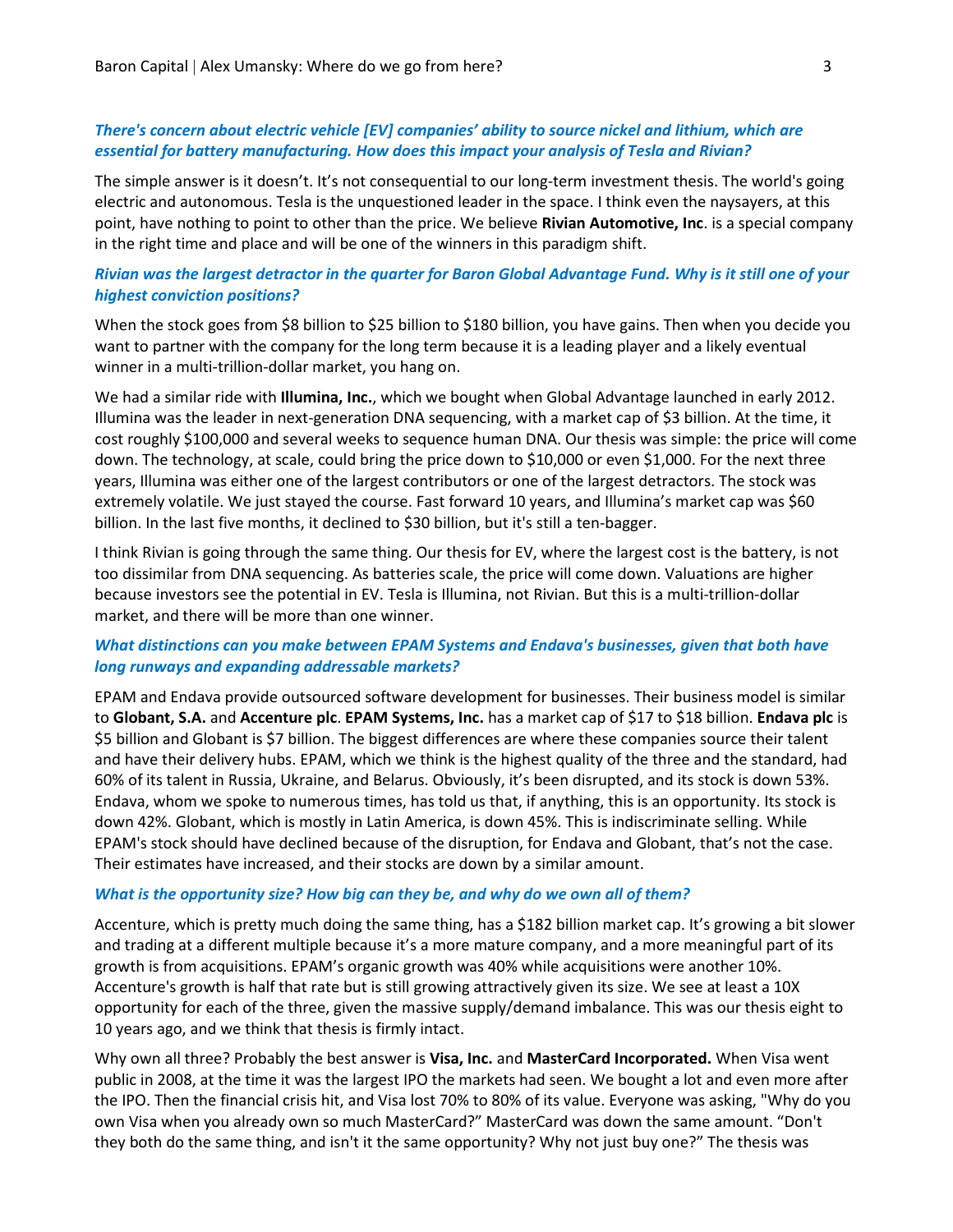***There's concern about electric vehicle [EV] companies' ability to source nickel and lithium, which are essential for battery manufacturing. How does this impact your analysis of Tesla and Rivian?***

The simple answer is it doesn't. It's not consequential to our long-term investment thesis. The world's going electric and autonomous. Tesla is the unquestioned leader in the space. I think even the naysayers, at this point, have nothing to point to other than the price. We believe **Rivian Automotive, Inc**. is a special company in the right time and place and will be one of the winners in this paradigm shift.

***Rivian was the largest detractor in the quarter for Baron Global Advantage Fund. Why is it still one of your highest conviction positions?***

When the stock goes from $8 billion to $25 billion to $180 billion, you have gains. Then when you decide you want to partner with the company for the long term because it is a leading player and a likely eventual winner in a multi-trillion-dollar market, you hang on.

We had a similar ride with **Illumina, Inc.**, which we bought when Global Advantage launched in early 2012. Illumina was the leader in next-generation DNA sequencing, with a market cap of $3 billion. At the time, it cost roughly $100,000 and several weeks to sequence human DNA. Our thesis was simple: the price will come down. The technology, at scale, could bring the price down to $10,000 or even $1,000. For the next three years, Illumina was either one of the largest contributors or one of the largest detractors. The stock was extremely volatile. We just stayed the course. Fast forward 10 years, and Illumina's market cap was $60 billion. In the last five months, it declined to $30 billion, but it's still a ten-bagger.

I think Rivian is going through the same thing. Our thesis for EV, where the largest cost is the battery, is not too dissimilar from DNA sequencing. As batteries scale, the price will come down. Valuations are higher because investors see the potential in EV. Tesla is Illumina, not Rivian. But this is a multi-trillion-dollar market, and there will be more than one winner.

***What distinctions can you make between EPAM Systems and Endava's businesses, given that both have long runways and expanding addressable markets?***

EPAM and Endava provide outsourced software development for businesses. Their business model is similar to **Globant, S.A.** and **Accenture plc**. **EPAM Systems, Inc.** has a market cap of $17 to $18 billion. **Endava plc** is $5 billion and Globant is $7 billion. The biggest differences are where these companies source their talent and have their delivery hubs. EPAM, which we think is the highest quality of the three and the standard, had 60% of its talent in Russia, Ukraine, and Belarus. Obviously, it's been disrupted, and its stock is down 53%. Endava, whom we spoke to numerous times, has told us that, if anything, this is an opportunity. Its stock is down 42%. Globant, which is mostly in Latin America, is down 45%. This is indiscriminate selling. While EPAM's stock should have declined because of the disruption, for Endava and Globant, that's not the case. Their estimates have increased, and their stocks are down by a similar amount.

***What is the opportunity size? How big can they be, and why do we own all of them?***

Accenture, which is pretty much doing the same thing, has a $182 billion market cap. It's growing a bit slower and trading at a different multiple because it's a more mature company, and a more meaningful part of its growth is from acquisitions. EPAM's organic growth was 40% while acquisitions were another 10%. Accenture's growth is half that rate but is still growing attractively given its size. We see at least a 10X opportunity for each of the three, given the massive supply/demand imbalance. This was our thesis eight to 10 years ago, and we think that thesis is firmly intact.

Why own all three? Probably the best answer is **Visa, Inc.** and **MasterCard Incorporated.** When Visa went public in 2008, at the time it was the largest IPO the markets had seen. We bought a lot and even more after the IPO. Then the financial crisis hit, and Visa lost 70% to 80% of its value. Everyone was asking, "Why do you own Visa when you already own so much MasterCard?" MasterCard was down the same amount. "Don't they both do the same thing, and isn't it the same opportunity? Why not just buy one?" The thesis was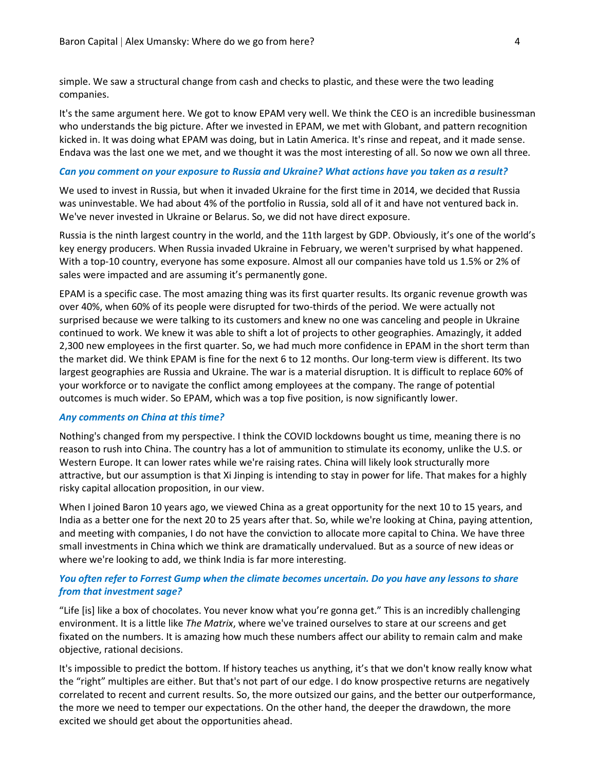simple. We saw a structural change from cash and checks to plastic, and these were the two leading companies.

It's the same argument here. We got to know EPAM very well. We think the CEO is an incredible businessman who understands the big picture. After we invested in EPAM, we met with Globant, and pattern recognition kicked in. It was doing what EPAM was doing, but in Latin America. It's rinse and repeat, and it made sense. Endava was the last one we met, and we thought it was the most interesting of all. So now we own all three.

***Can you comment on your exposure to Russia and Ukraine? What actions have you taken as a result?***

We used to invest in Russia, but when it invaded Ukraine for the first time in 2014, we decided that Russia was uninvestable. We had about 4% of the portfolio in Russia, sold all of it and have not ventured back in. We've never invested in Ukraine or Belarus. So, we did not have direct exposure.

Russia is the ninth largest country in the world, and the 11th largest by GDP. Obviously, it's one of the world's key energy producers. When Russia invaded Ukraine in February, we weren't surprised by what happened. With a top-10 country, everyone has some exposure. Almost all our companies have told us 1.5% or 2% of sales were impacted and are assuming it's permanently gone.

EPAM is a specific case. The most amazing thing was its first quarter results. Its organic revenue growth was over 40%, when 60% of its people were disrupted for two-thirds of the period. We were actually not surprised because we were talking to its customers and knew no one was canceling and people in Ukraine continued to work. We knew it was able to shift a lot of projects to other geographies. Amazingly, it added 2,300 new employees in the first quarter. So, we had much more confidence in EPAM in the short term than the market did. We think EPAM is fine for the next 6 to 12 months. Our long-term view is different. Its two largest geographies are Russia and Ukraine. The war is a material disruption. It is difficult to replace 60% of your workforce or to navigate the conflict among employees at the company. The range of potential outcomes is much wider. So EPAM, which was a top five position, is now significantly lower.

***Any comments on China at this time?***

Nothing's changed from my perspective. I think the COVID lockdowns bought us time, meaning there is no reason to rush into China. The country has a lot of ammunition to stimulate its economy, unlike the U.S. or Western Europe. It can lower rates while we're raising rates. China will likely look structurally more attractive, but our assumption is that Xi Jinping is intending to stay in power for life. That makes for a highly risky capital allocation proposition, in our view.

When I joined Baron 10 years ago, we viewed China as a great opportunity for the next 10 to 15 years, and India as a better one for the next 20 to 25 years after that. So, while we're looking at China, paying attention, and meeting with companies, I do not have the conviction to allocate more capital to China. We have three small investments in China which we think are dramatically undervalued. But as a source of new ideas or where we're looking to add, we think India is far more interesting.

***You often refer to Forrest Gump when the climate becomes uncertain. Do you have any lessons to share from that investment sage?***

"Life [is] like a box of chocolates. You never know what you're gonna get." This is an incredibly challenging environment. It is a little like *The Matrix*, where we've trained ourselves to stare at our screens and get fixated on the numbers. It is amazing how much these numbers affect our ability to remain calm and make objective, rational decisions.

It's impossible to predict the bottom. If history teaches us anything, it's that we don't know really know what the "right" multiples are either. But that's not part of our edge. I do know prospective returns are negatively correlated to recent and current results. So, the more outsized our gains, and the better our outperformance, the more we need to temper our expectations. On the other hand, the deeper the drawdown, the more excited we should get about the opportunities ahead.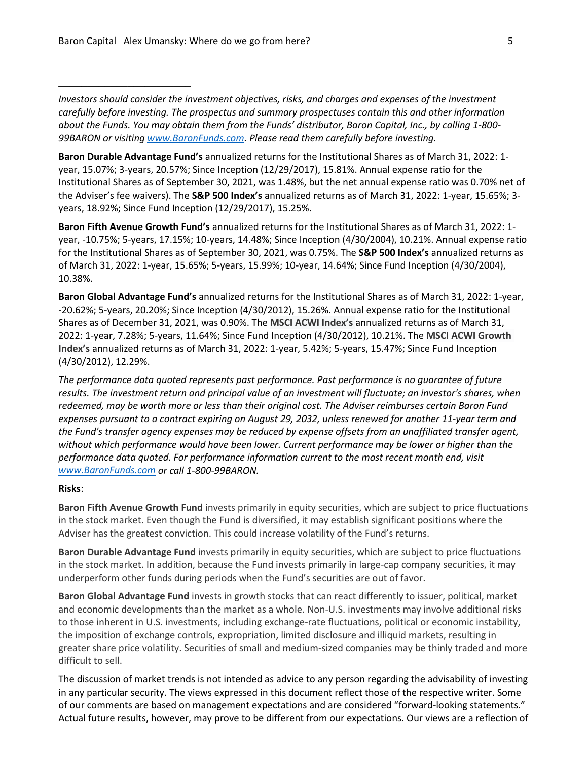*Investors should consider the investment objectives, risks, and charges and expenses of the investment carefully before investing. The prospectus and summary prospectuses contain this and other information about the Funds. You may obtain them from the Funds' distributor, Baron Capital, Inc., by calling 1-800-99BARON or visiting [www.BaronFunds.com](www.BaronFunds.com). Please read them carefully before investing.*

**Baron Durable Advantage Fund's** annualized returns for the Institutional Shares as of March 31, 2022: 1-year, 15.07%; 3-years, 20.57%; Since Inception (12/29/2017), 15.81%. Annual expense ratio for the Institutional Shares as of September 30, 2021, was 1.48%, but the net annual expense ratio was 0.70% net of the Adviser's fee waivers). The **S&P 500 Index's** annualized returns as of March 31, 2022: 1-year, 15.65%; 3-years, 18.92%; Since Fund Inception (12/29/2017), 15.25%.

**Baron Fifth Avenue Growth Fund's** annualized returns for the Institutional Shares as of March 31, 2022: 1-year, -10.75%; 5-years, 17.15%; 10-years, 14.48%; Since Inception (4/30/2004), 10.21%. Annual expense ratio for the Institutional Shares as of September 30, 2021, was 0.75%. The **S&P 500 Index's** annualized returns as of March 31, 2022: 1-year, 15.65%; 5-years, 15.99%; 10-year, 14.64%; Since Fund Inception (4/30/2004), 10.38%.

**Baron Global Advantage Fund's** annualized returns for the Institutional Shares as of March 31, 2022: 1-year, -20.62%; 5-years, 20.20%; Since Inception (4/30/2012), 15.26%. Annual expense ratio for the Institutional Shares as of December 31, 2021, was 0.90%. The **MSCI ACWI Index's** annualized returns as of March 31, 2022: 1-year, 7.28%; 5-years, 11.64%; Since Fund Inception (4/30/2012), 10.21%. The **MSCI ACWI Growth Index's** annualized returns as of March 31, 2022: 1-year, 5.42%; 5-years, 15.47%; Since Fund Inception (4/30/2012), 12.29%.

*The performance data quoted represents past performance. Past performance is no guarantee of future results. The investment return and principal value of an investment will fluctuate; an investor's shares, when redeemed, may be worth more or less than their original cost. The Adviser reimburses certain Baron Fund expenses pursuant to a contract expiring on August 29, 2032, unless renewed for another 11-year term and the Fund's transfer agency expenses may be reduced by expense offsets from an unaffiliated transfer agent, without which performance would have been lower. Current performance may be lower or higher than the performance data quoted. For performance information current to the most recent month end, visit [www.BaronFunds.com](www.BaronFunds.com) or call 1-800-99BARON.*

**Risks**:

**Baron Fifth Avenue Growth Fund** invests primarily in equity securities, which are subject to price fluctuations in the stock market. Even though the Fund is diversified, it may establish significant positions where the Adviser has the greatest conviction. This could increase volatility of the Fund's returns.

**Baron Durable Advantage Fund** invests primarily in equity securities, which are subject to price fluctuations in the stock market. In addition, because the Fund invests primarily in large-cap company securities, it may underperform other funds during periods when the Fund's securities are out of favor.

**Baron Global Advantage Fund** invests in growth stocks that can react differently to issuer, political, market and economic developments than the market as a whole. Non-U.S. investments may involve additional risks to those inherent in U.S. investments, including exchange-rate fluctuations, political or economic instability, the imposition of exchange controls, expropriation, limited disclosure and illiquid markets, resulting in greater share price volatility. Securities of small and medium-sized companies may be thinly traded and more difficult to sell.

The discussion of market trends is not intended as advice to any person regarding the advisability of investing in any particular security. The views expressed in this document reflect those of the respective writer. Some of our comments are based on management expectations and are considered "forward-looking statements." Actual future results, however, may prove to be different from our expectations. Our views are a reflection of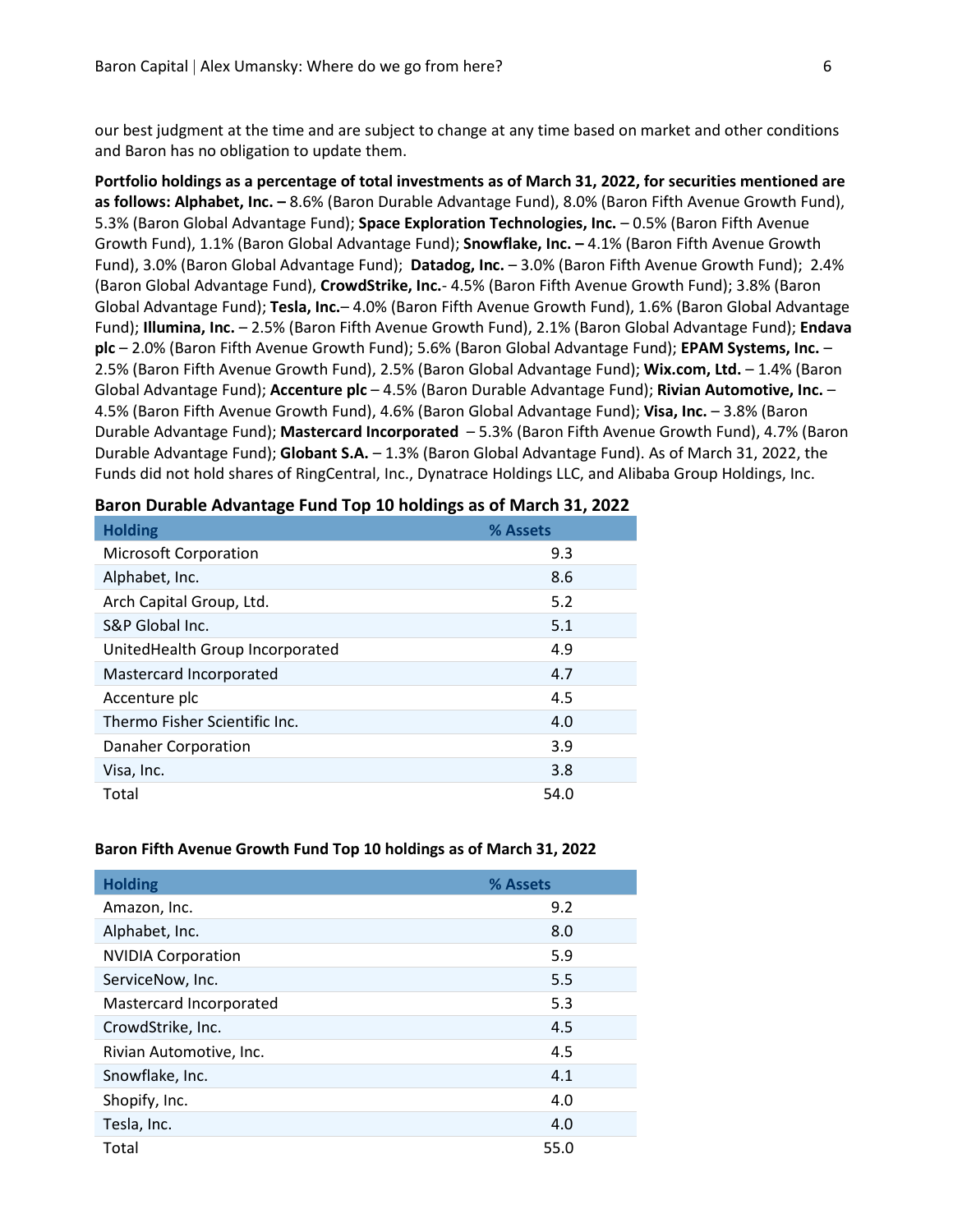our best judgment at the time and are subject to change at any time based on market and other conditions and Baron has no obligation to update them.

**Portfolio holdings as a percentage of total investments as of March 31, 2022, for securities mentioned are as follows: Alphabet, Inc. –** 8.6% (Baron Durable Advantage Fund), 8.0% (Baron Fifth Avenue Growth Fund), 5.3% (Baron Global Advantage Fund); **Space Exploration Technologies, Inc.** – 0.5% (Baron Fifth Avenue Growth Fund), 1.1% (Baron Global Advantage Fund); **Snowflake, Inc. –** 4.1% (Baron Fifth Avenue Growth Fund), 3.0% (Baron Global Advantage Fund); **Datadog, Inc.** – 3.0% (Baron Fifth Avenue Growth Fund); 2.4% (Baron Global Advantage Fund), **CrowdStrike, Inc.**- 4.5% (Baron Fifth Avenue Growth Fund); 3.8% (Baron Global Advantage Fund); **Tesla, Inc.**– 4.0% (Baron Fifth Avenue Growth Fund), 1.6% (Baron Global Advantage Fund); **Illumina, Inc.** – 2.5% (Baron Fifth Avenue Growth Fund), 2.1% (Baron Global Advantage Fund); **Endava plc** – 2.0% (Baron Fifth Avenue Growth Fund); 5.6% (Baron Global Advantage Fund); **EPAM Systems, Inc.** – 2.5% (Baron Fifth Avenue Growth Fund), 2.5% (Baron Global Advantage Fund); **Wix.com, Ltd.** – 1.4% (Baron Global Advantage Fund); **Accenture plc** – 4.5% (Baron Durable Advantage Fund); **Rivian Automotive, Inc.** – 4.5% (Baron Fifth Avenue Growth Fund), 4.6% (Baron Global Advantage Fund); **Visa, Inc.** – 3.8% (Baron Durable Advantage Fund); **Mastercard Incorporated** – 5.3% (Baron Fifth Avenue Growth Fund), 4.7% (Baron Durable Advantage Fund); **Globant S.A.** – 1.3% (Baron Global Advantage Fund). As of March 31, 2022, the Funds did not hold shares of RingCentral, Inc., Dynatrace Holdings LLC, and Alibaba Group Holdings, Inc.

**Baron Durable Advantage Fund Top 10 holdings as of March 31, 2022**

| Holding | % Assets |
|---|---|
| Microsoft Corporation | 9.3 |
| Alphabet, Inc. | 8.6 |
| Arch Capital Group, Ltd. | 5.2 |
| S&P Global Inc. | 5.1 |
| UnitedHealth Group Incorporated | 4.9 |
| Mastercard Incorporated | 4.7 |
| Accenture plc | 4.5 |
| Thermo Fisher Scientific Inc. | 4.0 |
| Danaher Corporation | 3.9 |
| Visa, Inc. | 3.8 |
| Total | 54.0 |

**Baron Fifth Avenue Growth Fund Top 10 holdings as of March 31, 2022**

| Holding | % Assets |
|---|---|
| Amazon, Inc. | 9.2 |
| Alphabet, Inc. | 8.0 |
| NVIDIA Corporation | 5.9 |
| ServiceNow, Inc. | 5.5 |
| Mastercard Incorporated | 5.3 |
| CrowdStrike, Inc. | 4.5 |
| Rivian Automotive, Inc. | 4.5 |
| Snowflake, Inc. | 4.1 |
| Shopify, Inc. | 4.0 |
| Tesla, Inc. | 4.0 |
| Total | 55.0 |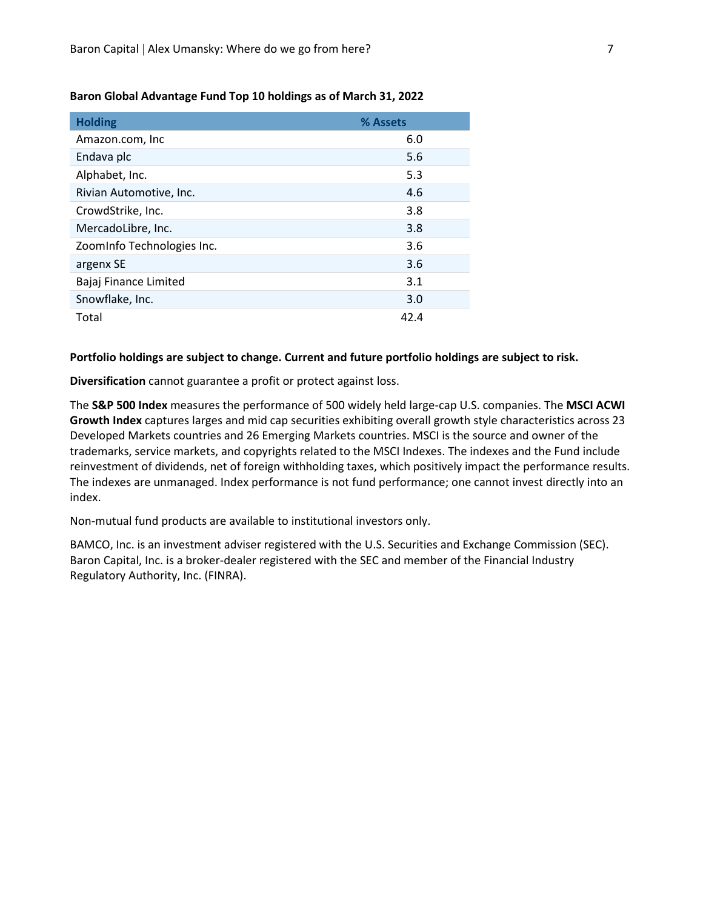**Baron Global Advantage Fund Top 10 holdings as of March 31, 2022**

| Holding | % Assets |
|---|---|
| Amazon.com, Inc | 6.0 |
| Endava plc | 5.6 |
| Alphabet, Inc. | 5.3 |
| Rivian Automotive, Inc. | 4.6 |
| CrowdStrike, Inc. | 3.8 |
| MercadoLibre, Inc. | 3.8 |
| ZoomInfo Technologies Inc. | 3.6 |
| argenx SE | 3.6 |
| Bajaj Finance Limited | 3.1 |
| Snowflake, Inc. | 3.0 |
| Total | 42.4 |

**Portfolio holdings are subject to change. Current and future portfolio holdings are subject to risk.**

**Diversification** cannot guarantee a profit or protect against loss.

The **S&P 500 Index** measures the performance of 500 widely held large-cap U.S. companies. The **MSCI ACWI Growth Index** captures larges and mid cap securities exhibiting overall growth style characteristics across 23 Developed Markets countries and 26 Emerging Markets countries. MSCI is the source and owner of the trademarks, service markets, and copyrights related to the MSCI Indexes. The indexes and the Fund include reinvestment of dividends, net of foreign withholding taxes, which positively impact the performance results. The indexes are unmanaged. Index performance is not fund performance; one cannot invest directly into an index.

Non-mutual fund products are available to institutional investors only.

BAMCO, Inc. is an investment adviser registered with the U.S. Securities and Exchange Commission (SEC). Baron Capital, Inc. is a broker-dealer registered with the SEC and member of the Financial Industry Regulatory Authority, Inc. (FINRA).